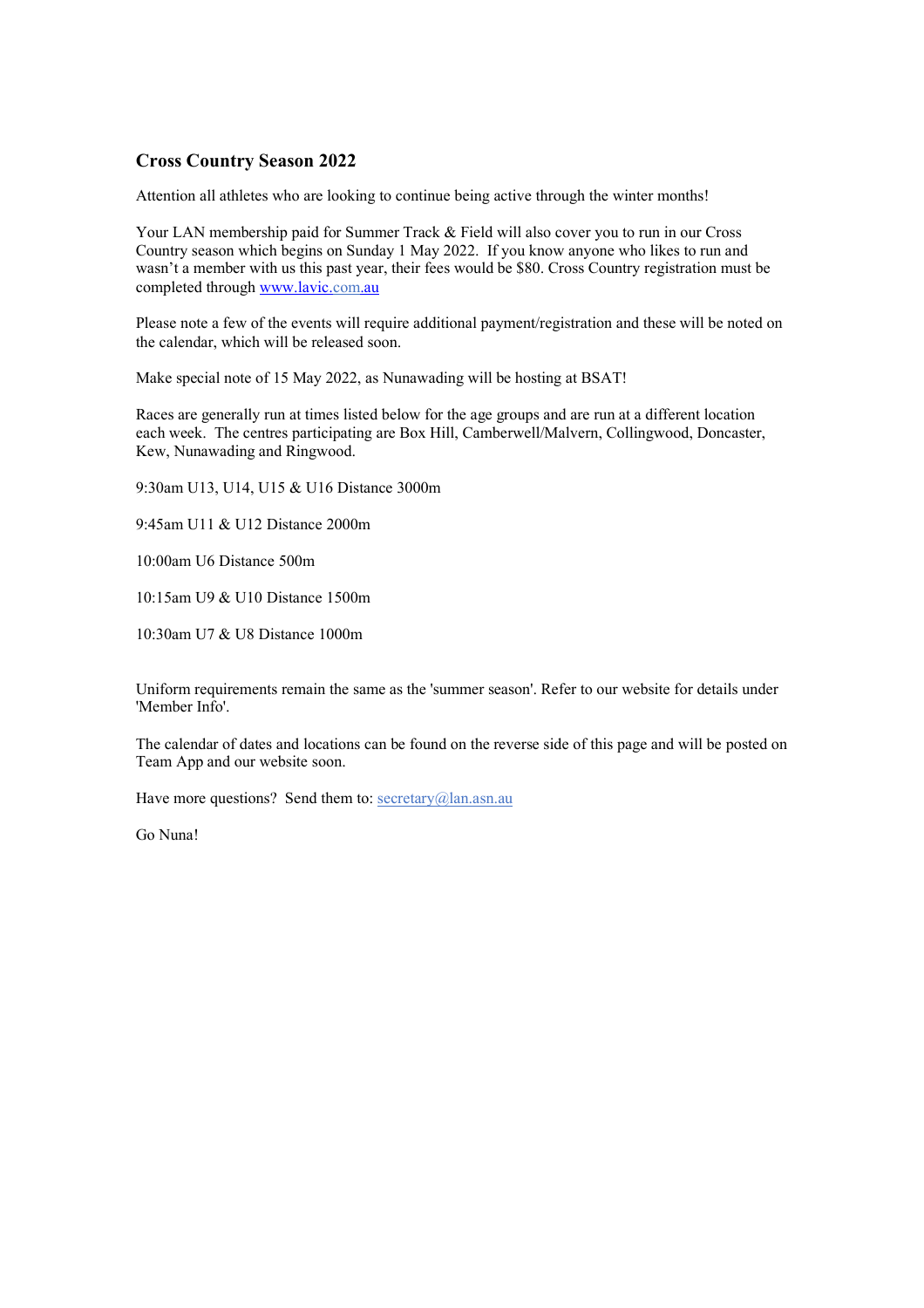## Cross Country Season 2022

Attention all athletes who are looking to continue being active through the winter months!

Your LAN membership paid for Summer Track & Field will also cover you to run in our Cross Country season which begins on Sunday 1 May 2022. If you know anyone who likes to run and wasn't a member with us this past year, their fees would be $80. Cross Country registration must be completed through [www.lavic.com.au](http://www.lavic.com.au)

Please note a few of the events will require additional payment/registration and these will be noted on the calendar, which will be released soon.

Make special note of 15 May 2022, as Nunawading will be hosting at BSAT!

Races are generally run at times listed below for the age groups and are run at a different location each week. The centres participating are Box Hill, Camberwell/Malvern, Collingwood, Doncaster, Kew, Nunawading and Ringwood.

9:30am U13, U14, U15 & U16 Distance 3000m

9:45am U11 & U12 Distance 2000m

10:00am U6 Distance 500m

10:15am U9 & U10 Distance 1500m

10:30am U7 & U8 Distance 1000m

Uniform requirements remain the same as the 'summer season'. Refer to our website for details under 'Member Info'.

The calendar of dates and locations can be found on the reverse side of this page and will be posted on Team App and our website soon.

Have more questions? Send them to: [secretary@lan.asn.au](mailto:secretary@lan.asn.au)

Go Nuna!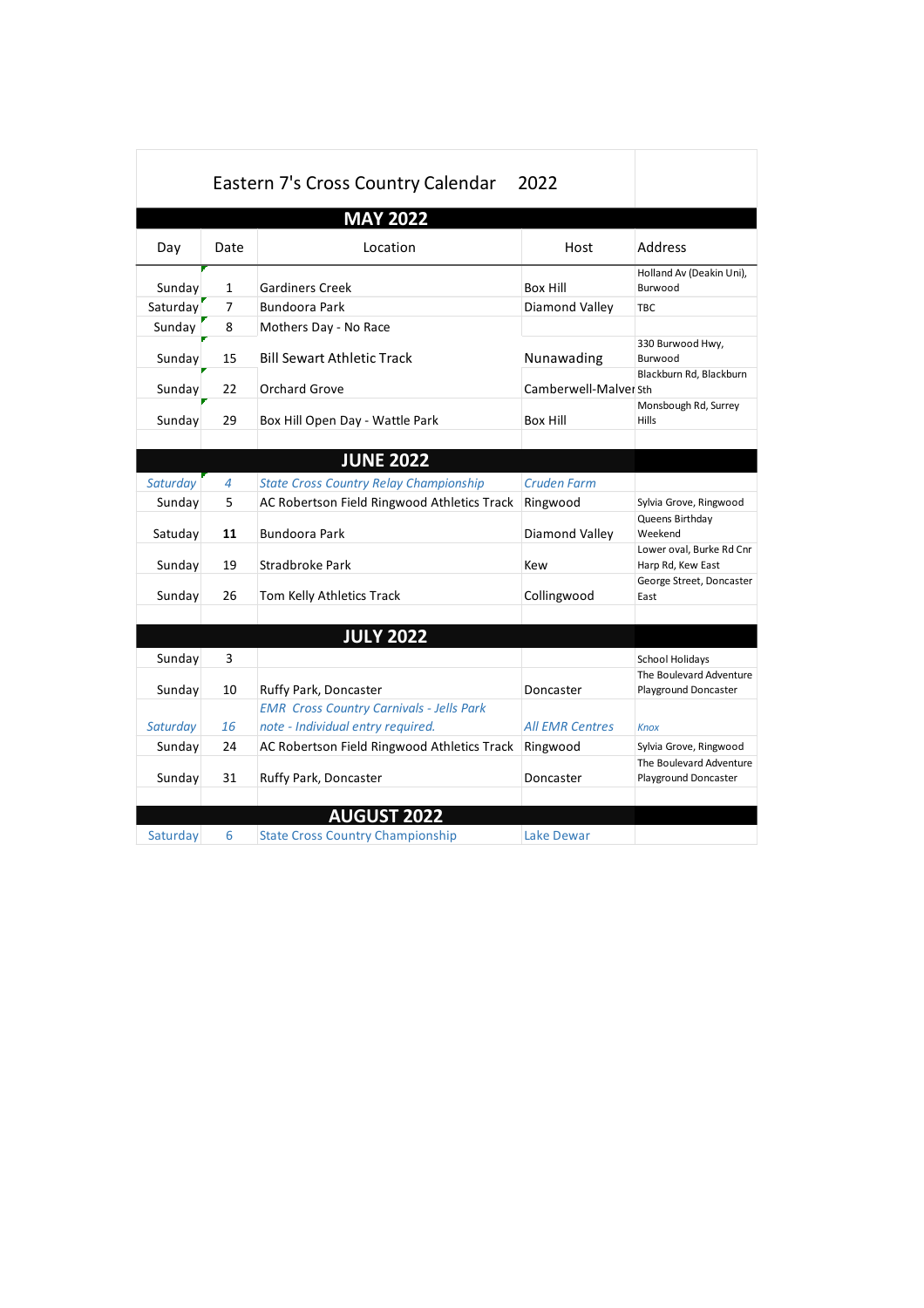# Eastern 7's Cross Country Calendar 2022

## MAY 2022

| Day | Date | Location | Host | Address |
|---|---|---|---|---|
| Sunday | 1 | Gardiners Creek | Box Hill | Holland Av (Deakin Uni), Burwood |
| Saturday | 7 | Bundoora Park | Diamond Valley | TBC |
| Sunday | 8 | Mothers Day - No Race | | |
| Sunday | 15 | Bill Sewart Athletic Track | Nunawading | 330 Burwood Hwy, Burwood |
| Sunday | 22 | Orchard Grove | Camberwell-Malvern | Blackburn Rd, Blackburn Sth |
| Sunday | 29 | Box Hill Open Day - Wattle Park | Box Hill | Monsbough Rd, Surrey Hills |

## JUNE 2022

| Day | Date | Location | Host | Address |
|---|---|---|---|---|
| *Saturday* | *4* | *State Cross Country Relay Championship* | *Cruden Farm* | |
| Sunday | 5 | AC Robertson Field Ringwood Athletics Track | Ringwood | Sylvia Grove, Ringwood |
| Satuday | **11** | Bundoora Park | Diamond Valley | Queens Birthday Weekend |
| Sunday | 19 | Stradbroke Park | Kew | Lower oval, Burke Rd Cnr Harp Rd, Kew East |
| Sunday | 26 | Tom Kelly Athletics Track | Collingwood | George Street, Doncaster East |

## JULY 2022

| Day | Date | Location | Host | Address |
|---|---|---|---|---|
| Sunday | 3 | | | School Holidays |
| Sunday | 10 | Ruffy Park, Doncaster | Doncaster | The Boulevard Adventure Playground Doncaster |
| *Saturday* | *16* | *EMR Cross Country Carnivals - Jells Park note - Individual entry required.* | *All EMR Centres* | *Knox* |
| Sunday | 24 | AC Robertson Field Ringwood Athletics Track | Ringwood | Sylvia Grove, Ringwood |
| Sunday | 31 | Ruffy Park, Doncaster | Doncaster | The Boulevard Adventure Playground Doncaster |

## AUGUST 2022

| Day | Date | Location | Host | Address |
|---|---|---|---|---|
| Saturday | 6 | State Cross Country Championship | Lake Dewar | |